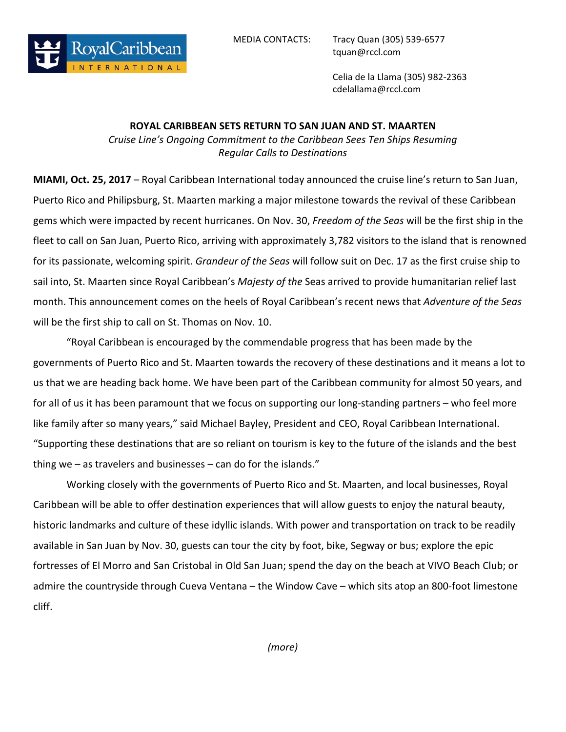RoyalCaribbean INTERNATIONAL

MEDIA CONTACTS: Tracy Quan (305) 539-6577
tquan@rccl.com

Celia de la Llama (305) 982-2363
cdelallama@rccl.com

**ROYAL CARIBBEAN SETS RETURN TO SAN JUAN AND ST. MAARTEN**

*Cruise Line's Ongoing Commitment to the Caribbean Sees Ten Ships Resuming Regular Calls to Destinations*

**MIAMI, Oct. 25, 2017** – Royal Caribbean International today announced the cruise line's return to San Juan, Puerto Rico and Philipsburg, St. Maarten marking a major milestone towards the revival of these Caribbean gems which were impacted by recent hurricanes. On Nov. 30, *Freedom of the Seas* will be the first ship in the fleet to call on San Juan, Puerto Rico, arriving with approximately 3,782 visitors to the island that is renowned for its passionate, welcoming spirit. *Grandeur of the Seas* will follow suit on Dec. 17 as the first cruise ship to sail into, St. Maarten since Royal Caribbean's *Majesty of the* Seas arrived to provide humanitarian relief last month. This announcement comes on the heels of Royal Caribbean's recent news that *Adventure of the Seas* will be the first ship to call on St. Thomas on Nov. 10.

"Royal Caribbean is encouraged by the commendable progress that has been made by the governments of Puerto Rico and St. Maarten towards the recovery of these destinations and it means a lot to us that we are heading back home. We have been part of the Caribbean community for almost 50 years, and for all of us it has been paramount that we focus on supporting our long-standing partners – who feel more like family after so many years," said Michael Bayley, President and CEO, Royal Caribbean International. "Supporting these destinations that are so reliant on tourism is key to the future of the islands and the best thing we – as travelers and businesses – can do for the islands."

Working closely with the governments of Puerto Rico and St. Maarten, and local businesses, Royal Caribbean will be able to offer destination experiences that will allow guests to enjoy the natural beauty, historic landmarks and culture of these idyllic islands. With power and transportation on track to be readily available in San Juan by Nov. 30, guests can tour the city by foot, bike, Segway or bus; explore the epic fortresses of El Morro and San Cristobal in Old San Juan; spend the day on the beach at VIVO Beach Club; or admire the countryside through Cueva Ventana – the Window Cave – which sits atop an 800-foot limestone cliff.

*(more)*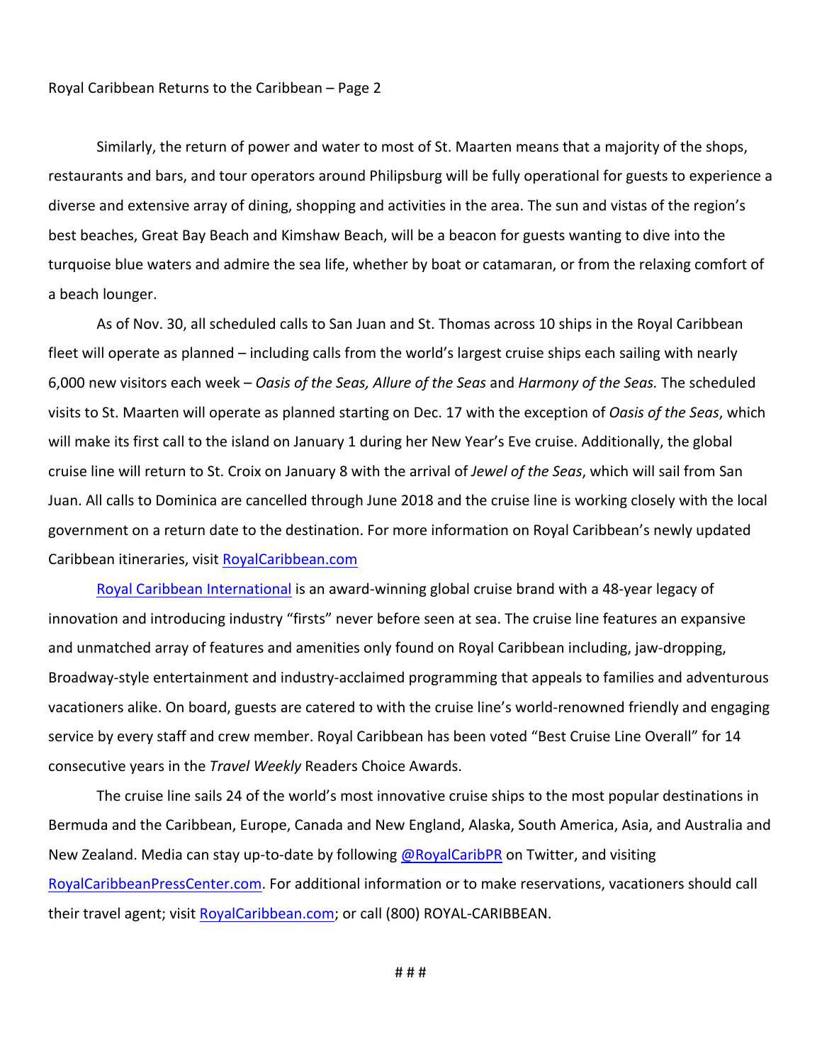Similarly, the return of power and water to most of St. Maarten means that a majority of the shops, restaurants and bars, and tour operators around Philipsburg will be fully operational for guests to experience a diverse and extensive array of dining, shopping and activities in the area. The sun and vistas of the region's best beaches, Great Bay Beach and Kimshaw Beach, will be a beacon for guests wanting to dive into the turquoise blue waters and admire the sea life, whether by boat or catamaran, or from the relaxing comfort of a beach lounger.

As of Nov. 30, all scheduled calls to San Juan and St. Thomas across 10 ships in the Royal Caribbean fleet will operate as planned – including calls from the world's largest cruise ships each sailing with nearly 6,000 new visitors each week – *Oasis of the Seas, Allure of the Seas* and *Harmony of the Seas.* The scheduled visits to St. Maarten will operate as planned starting on Dec. 17 with the exception of *Oasis of the Seas*, which will make its first call to the island on January 1 during her New Year's Eve cruise. Additionally, the global cruise line will return to St. Croix on January 8 with the arrival of *Jewel of the Seas*, which will sail from San Juan. All calls to Dominica are cancelled through June 2018 and the cruise line is working closely with the local government on a return date to the destination. For more information on Royal Caribbean's newly updated Caribbean itineraries, visit RoyalCaribbean.com

Royal Caribbean International is an award-winning global cruise brand with a 48-year legacy of innovation and introducing industry "firsts" never before seen at sea. The cruise line features an expansive and unmatched array of features and amenities only found on Royal Caribbean including, jaw-dropping, Broadway-style entertainment and industry-acclaimed programming that appeals to families and adventurous vacationers alike. On board, guests are catered to with the cruise line's world-renowned friendly and engaging service by every staff and crew member. Royal Caribbean has been voted "Best Cruise Line Overall" for 14 consecutive years in the *Travel Weekly* Readers Choice Awards.

The cruise line sails 24 of the world's most innovative cruise ships to the most popular destinations in Bermuda and the Caribbean, Europe, Canada and New England, Alaska, South America, Asia, and Australia and New Zealand. Media can stay up-to-date by following @RoyalCaribPR on Twitter, and visiting RoyalCaribbeanPressCenter.com. For additional information or to make reservations, vacationers should call their travel agent; visit RoyalCaribbean.com; or call (800) ROYAL-CARIBBEAN.

# # #